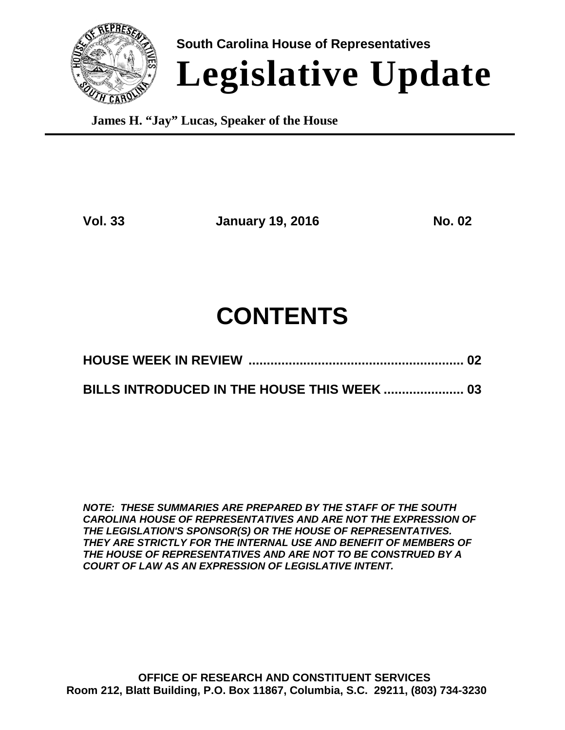South Carolina House of Representatives

# Legislative Update

**James H. "Jay" Lucas, Speaker of the House**

---

**Vol. 33** **January 19, 2016** **No. 02**

## CONTENTS

**HOUSE WEEK IN REVIEW .......................................................... 02**

**BILLS INTRODUCED IN THE HOUSE THIS WEEK ...................... 03**

***NOTE: THESE SUMMARIES ARE PREPARED BY THE STAFF OF THE SOUTH CAROLINA HOUSE OF REPRESENTATIVES AND ARE NOT THE EXPRESSION OF THE LEGISLATION'S SPONSOR(S) OR THE HOUSE OF REPRESENTATIVES. THEY ARE STRICTLY FOR THE INTERNAL USE AND BENEFIT OF MEMBERS OF THE HOUSE OF REPRESENTATIVES AND ARE NOT TO BE CONSTRUED BY A COURT OF LAW AS AN EXPRESSION OF LEGISLATIVE INTENT.***

**OFFICE OF RESEARCH AND CONSTITUENT SERVICES**
**Room 212, Blatt Building, P.O. Box 11867, Columbia, S.C. 29211, (803) 734-3230**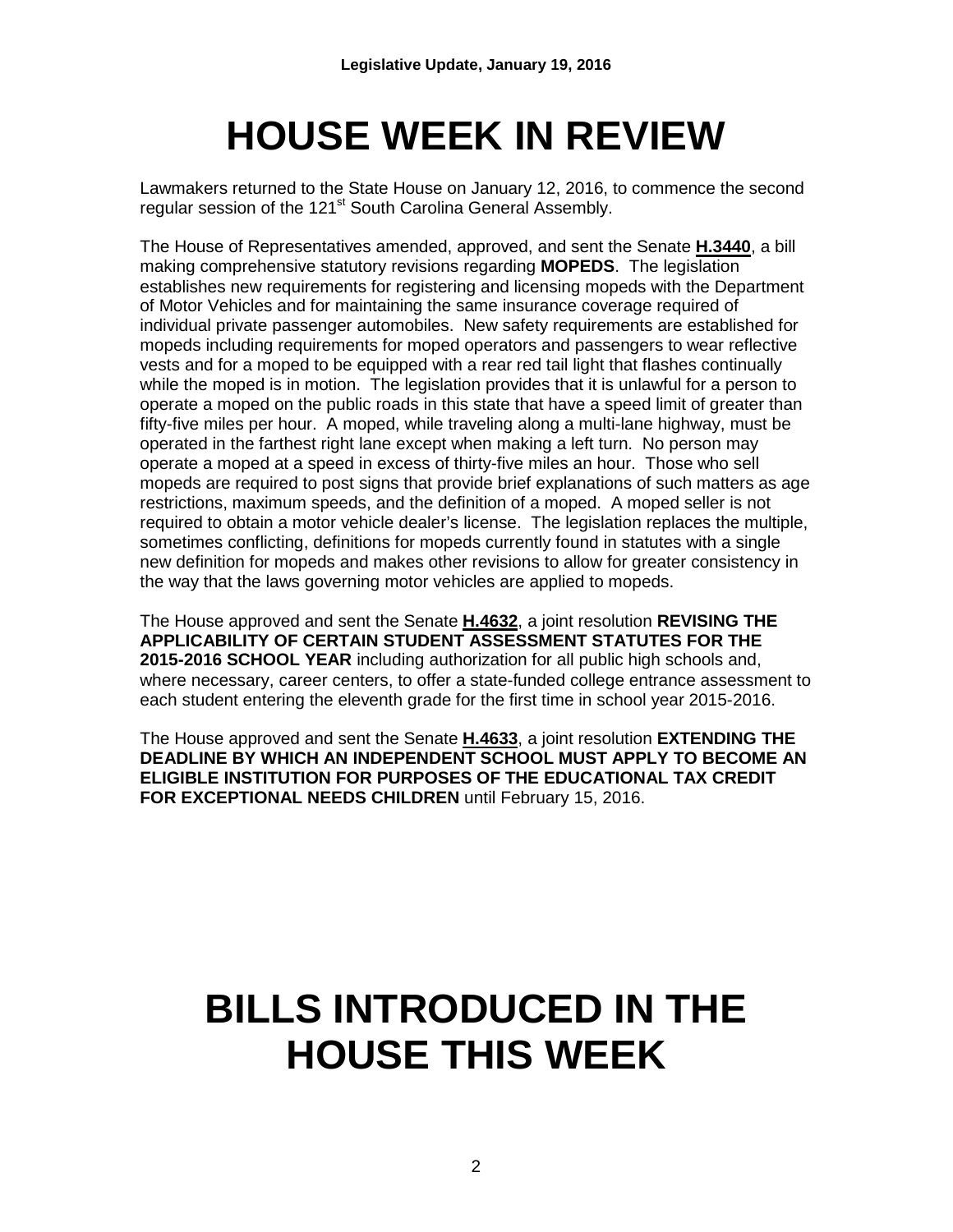# HOUSE WEEK IN REVIEW

Lawmakers returned to the State House on January 12, 2016, to commence the second regular session of the 121st South Carolina General Assembly.

The House of Representatives amended, approved, and sent the Senate **H.3440**, a bill making comprehensive statutory revisions regarding **MOPEDS**. The legislation establishes new requirements for registering and licensing mopeds with the Department of Motor Vehicles and for maintaining the same insurance coverage required of individual private passenger automobiles. New safety requirements are established for mopeds including requirements for moped operators and passengers to wear reflective vests and for a moped to be equipped with a rear red tail light that flashes continually while the moped is in motion. The legislation provides that it is unlawful for a person to operate a moped on the public roads in this state that have a speed limit of greater than fifty-five miles per hour. A moped, while traveling along a multi-lane highway, must be operated in the farthest right lane except when making a left turn. No person may operate a moped at a speed in excess of thirty-five miles an hour. Those who sell mopeds are required to post signs that provide brief explanations of such matters as age restrictions, maximum speeds, and the definition of a moped. A moped seller is not required to obtain a motor vehicle dealer's license. The legislation replaces the multiple, sometimes conflicting, definitions for mopeds currently found in statutes with a single new definition for mopeds and makes other revisions to allow for greater consistency in the way that the laws governing motor vehicles are applied to mopeds.

The House approved and sent the Senate **H.4632**, a joint resolution **REVISING THE APPLICABILITY OF CERTAIN STUDENT ASSESSMENT STATUTES FOR THE 2015-2016 SCHOOL YEAR** including authorization for all public high schools and, where necessary, career centers, to offer a state-funded college entrance assessment to each student entering the eleventh grade for the first time in school year 2015-2016.

The House approved and sent the Senate **H.4633**, a joint resolution **EXTENDING THE DEADLINE BY WHICH AN INDEPENDENT SCHOOL MUST APPLY TO BECOME AN ELIGIBLE INSTITUTION FOR PURPOSES OF THE EDUCATIONAL TAX CREDIT FOR EXCEPTIONAL NEEDS CHILDREN** until February 15, 2016.

# BILLS INTRODUCED IN THE HOUSE THIS WEEK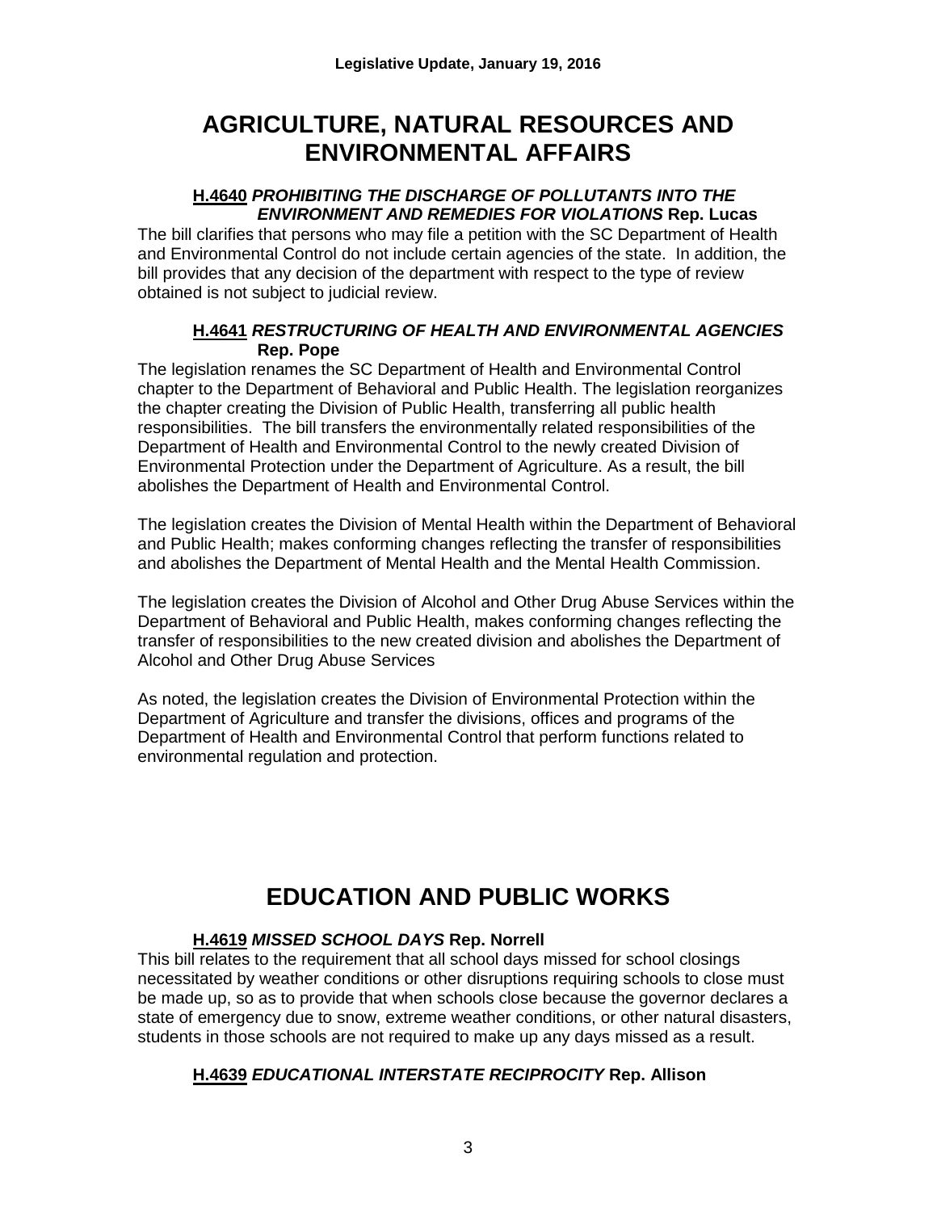# AGRICULTURE, NATURAL RESOURCES AND ENVIRONMENTAL AFFAIRS

**H.4640** ***PROHIBITING THE DISCHARGE OF POLLUTANTS INTO THE ENVIRONMENT AND REMEDIES FOR VIOLATIONS*** **Rep. Lucas**

The bill clarifies that persons who may file a petition with the SC Department of Health and Environmental Control do not include certain agencies of the state. In addition, the bill provides that any decision of the department with respect to the type of review obtained is not subject to judicial review.

**H.4641** ***RESTRUCTURING OF HEALTH AND ENVIRONMENTAL AGENCIES*** **Rep. Pope**

The legislation renames the SC Department of Health and Environmental Control chapter to the Department of Behavioral and Public Health. The legislation reorganizes the chapter creating the Division of Public Health, transferring all public health responsibilities. The bill transfers the environmentally related responsibilities of the Department of Health and Environmental Control to the newly created Division of Environmental Protection under the Department of Agriculture. As a result, the bill abolishes the Department of Health and Environmental Control.

The legislation creates the Division of Mental Health within the Department of Behavioral and Public Health; makes conforming changes reflecting the transfer of responsibilities and abolishes the Department of Mental Health and the Mental Health Commission.

The legislation creates the Division of Alcohol and Other Drug Abuse Services within the Department of Behavioral and Public Health, makes conforming changes reflecting the transfer of responsibilities to the new created division and abolishes the Department of Alcohol and Other Drug Abuse Services

As noted, the legislation creates the Division of Environmental Protection within the Department of Agriculture and transfer the divisions, offices and programs of the Department of Health and Environmental Control that perform functions related to environmental regulation and protection.

# EDUCATION AND PUBLIC WORKS

**H.4619** ***MISSED SCHOOL DAYS*** **Rep. Norrell**

This bill relates to the requirement that all school days missed for school closings necessitated by weather conditions or other disruptions requiring schools to close must be made up, so as to provide that when schools close because the governor declares a state of emergency due to snow, extreme weather conditions, or other natural disasters, students in those schools are not required to make up any days missed as a result.

**H.4639** ***EDUCATIONAL INTERSTATE RECIPROCITY*** **Rep. Allison**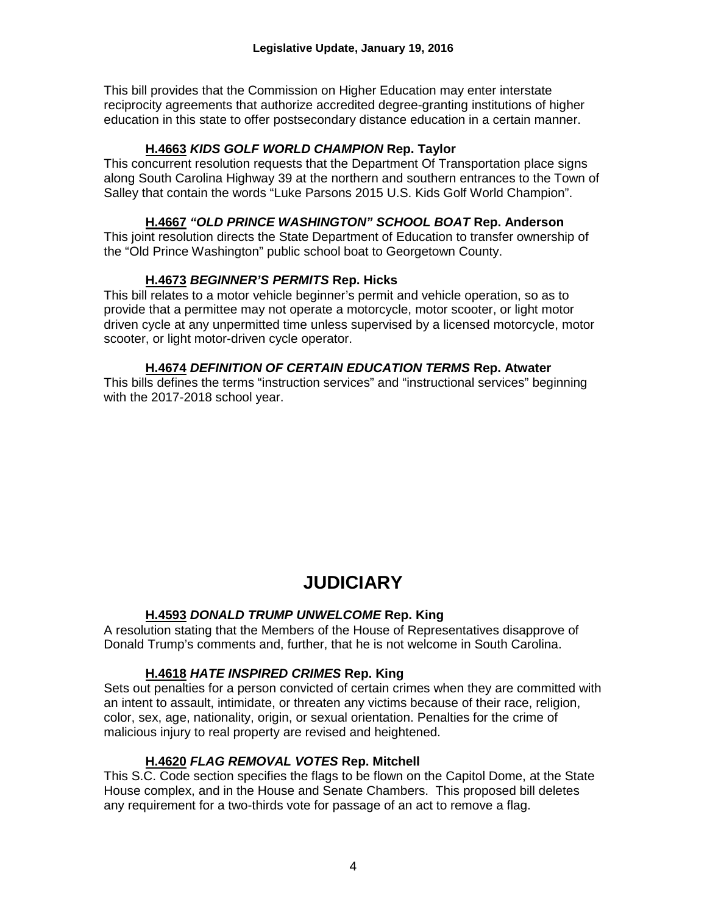This bill provides that the Commission on Higher Education may enter interstate reciprocity agreements that authorize accredited degree-granting institutions of higher education in this state to offer postsecondary distance education in a certain manner.

**H.4663** ***KIDS GOLF WORLD CHAMPION*** **Rep. Taylor**
This concurrent resolution requests that the Department Of Transportation place signs along South Carolina Highway 39 at the northern and southern entrances to the Town of Salley that contain the words "Luke Parsons 2015 U.S. Kids Golf World Champion".

**H.4667** ***"OLD PRINCE WASHINGTON" SCHOOL BOAT*** **Rep. Anderson**
This joint resolution directs the State Department of Education to transfer ownership of the "Old Prince Washington" public school boat to Georgetown County.

**H.4673** ***BEGINNER'S PERMITS*** **Rep. Hicks**
This bill relates to a motor vehicle beginner's permit and vehicle operation, so as to provide that a permittee may not operate a motorcycle, motor scooter, or light motor driven cycle at any unpermitted time unless supervised by a licensed motorcycle, motor scooter, or light motor-driven cycle operator.

**H.4674** ***DEFINITION OF CERTAIN EDUCATION TERMS*** **Rep. Atwater**
This bills defines the terms "instruction services" and "instructional services" beginning with the 2017-2018 school year.

# JUDICIARY

**H.4593** ***DONALD TRUMP UNWELCOME*** **Rep. King**
A resolution stating that the Members of the House of Representatives disapprove of Donald Trump's comments and, further, that he is not welcome in South Carolina.

**H.4618** ***HATE INSPIRED CRIMES*** **Rep. King**
Sets out penalties for a person convicted of certain crimes when they are committed with an intent to assault, intimidate, or threaten any victims because of their race, religion, color, sex, age, nationality, origin, or sexual orientation. Penalties for the crime of malicious injury to real property are revised and heightened.

**H.4620** ***FLAG REMOVAL VOTES*** **Rep. Mitchell**
This S.C. Code section specifies the flags to be flown on the Capitol Dome, at the State House complex, and in the House and Senate Chambers. This proposed bill deletes any requirement for a two-thirds vote for passage of an act to remove a flag.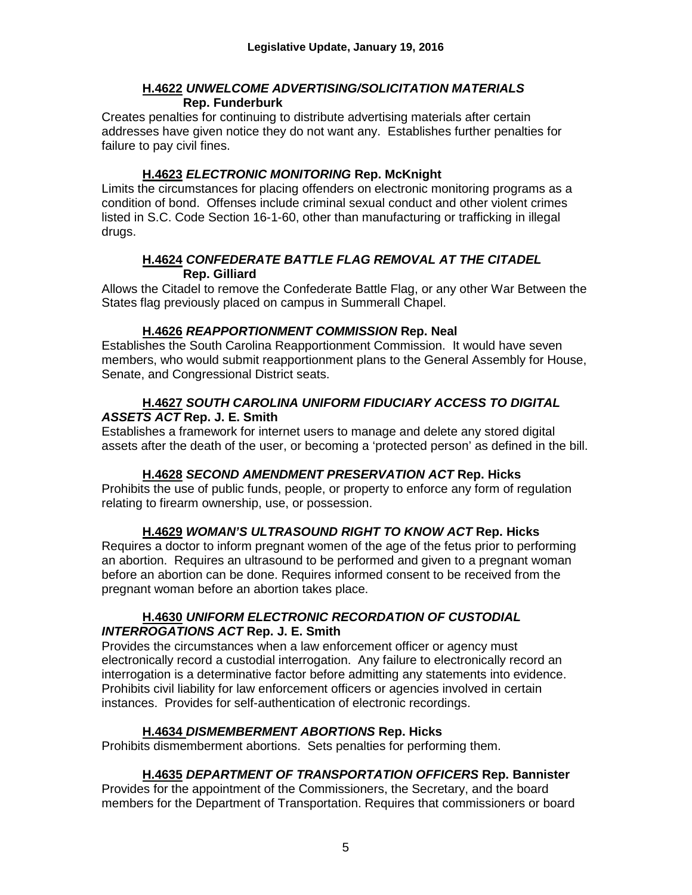### H.4622 *UNWELCOME ADVERTISING/SOLICITATION MATERIALS* Rep. Funderburk

Creates penalties for continuing to distribute advertising materials after certain addresses have given notice they do not want any. Establishes further penalties for failure to pay civil fines.

### H.4623 *ELECTRONIC MONITORING* Rep. McKnight

Limits the circumstances for placing offenders on electronic monitoring programs as a condition of bond. Offenses include criminal sexual conduct and other violent crimes listed in S.C. Code Section 16-1-60, other than manufacturing or trafficking in illegal drugs.

### H.4624 *CONFEDERATE BATTLE FLAG REMOVAL AT THE CITADEL* Rep. Gilliard

Allows the Citadel to remove the Confederate Battle Flag, or any other War Between the States flag previously placed on campus in Summerall Chapel.

### H.4626 *REAPPORTIONMENT COMMISSION* Rep. Neal

Establishes the South Carolina Reapportionment Commission. It would have seven members, who would submit reapportionment plans to the General Assembly for House, Senate, and Congressional District seats.

### H.4627 *SOUTH CAROLINA UNIFORM FIDUCIARY ACCESS TO DIGITAL ASSETS ACT* Rep. J. E. Smith

Establishes a framework for internet users to manage and delete any stored digital assets after the death of the user, or becoming a 'protected person' as defined in the bill.

### H.4628 *SECOND AMENDMENT PRESERVATION ACT* Rep. Hicks

Prohibits the use of public funds, people, or property to enforce any form of regulation relating to firearm ownership, use, or possession.

### H.4629 *WOMAN'S ULTRASOUND RIGHT TO KNOW ACT* Rep. Hicks

Requires a doctor to inform pregnant women of the age of the fetus prior to performing an abortion. Requires an ultrasound to be performed and given to a pregnant woman before an abortion can be done. Requires informed consent to be received from the pregnant woman before an abortion takes place.

### H.4630 *UNIFORM ELECTRONIC RECORDATION OF CUSTODIAL INTERROGATIONS ACT* Rep. J. E. Smith

Provides the circumstances when a law enforcement officer or agency must electronically record a custodial interrogation. Any failure to electronically record an interrogation is a determinative factor before admitting any statements into evidence. Prohibits civil liability for law enforcement officers or agencies involved in certain instances. Provides for self-authentication of electronic recordings.

### H.4634 *DISMEMBERMENT ABORTIONS* Rep. Hicks

Prohibits dismemberment abortions. Sets penalties for performing them.

### H.4635 *DEPARTMENT OF TRANSPORTATION OFFICERS* Rep. Bannister

Provides for the appointment of the Commissioners, the Secretary, and the board members for the Department of Transportation. Requires that commissioners or board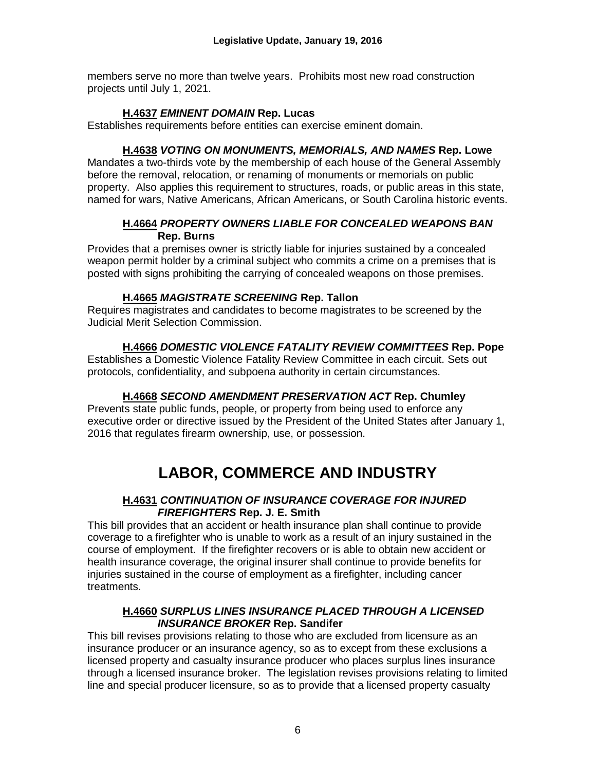members serve no more than twelve years. Prohibits most new road construction projects until July 1, 2021.

**H.4637** ***EMINENT DOMAIN*** **Rep. Lucas**

Establishes requirements before entities can exercise eminent domain.

**H.4638** ***VOTING ON MONUMENTS, MEMORIALS, AND NAMES*** **Rep. Lowe**

Mandates a two-thirds vote by the membership of each house of the General Assembly before the removal, relocation, or renaming of monuments or memorials on public property. Also applies this requirement to structures, roads, or public areas in this state, named for wars, Native Americans, African Americans, or South Carolina historic events.

**H.4664** ***PROPERTY OWNERS LIABLE FOR CONCEALED WEAPONS BAN*** **Rep. Burns**

Provides that a premises owner is strictly liable for injuries sustained by a concealed weapon permit holder by a criminal subject who commits a crime on a premises that is posted with signs prohibiting the carrying of concealed weapons on those premises.

**H.4665** ***MAGISTRATE SCREENING*** **Rep. Tallon**

Requires magistrates and candidates to become magistrates to be screened by the Judicial Merit Selection Commission.

**H.4666** ***DOMESTIC VIOLENCE FATALITY REVIEW COMMITTEES*** **Rep. Pope**

Establishes a Domestic Violence Fatality Review Committee in each circuit. Sets out protocols, confidentiality, and subpoena authority in certain circumstances.

**H.4668** ***SECOND AMENDMENT PRESERVATION ACT*** **Rep. Chumley**

Prevents state public funds, people, or property from being used to enforce any executive order or directive issued by the President of the United States after January 1, 2016 that regulates firearm ownership, use, or possession.

# LABOR, COMMERCE AND INDUSTRY

**H.4631** ***CONTINUATION OF INSURANCE COVERAGE FOR INJURED FIREFIGHTERS*** **Rep. J. E. Smith**

This bill provides that an accident or health insurance plan shall continue to provide coverage to a firefighter who is unable to work as a result of an injury sustained in the course of employment. If the firefighter recovers or is able to obtain new accident or health insurance coverage, the original insurer shall continue to provide benefits for injuries sustained in the course of employment as a firefighter, including cancer treatments.

**H.4660** ***SURPLUS LINES INSURANCE PLACED THROUGH A LICENSED INSURANCE BROKER*** **Rep. Sandifer**

This bill revises provisions relating to those who are excluded from licensure as an insurance producer or an insurance agency, so as to except from these exclusions a licensed property and casualty insurance producer who places surplus lines insurance through a licensed insurance broker. The legislation revises provisions relating to limited line and special producer licensure, so as to provide that a licensed property casualty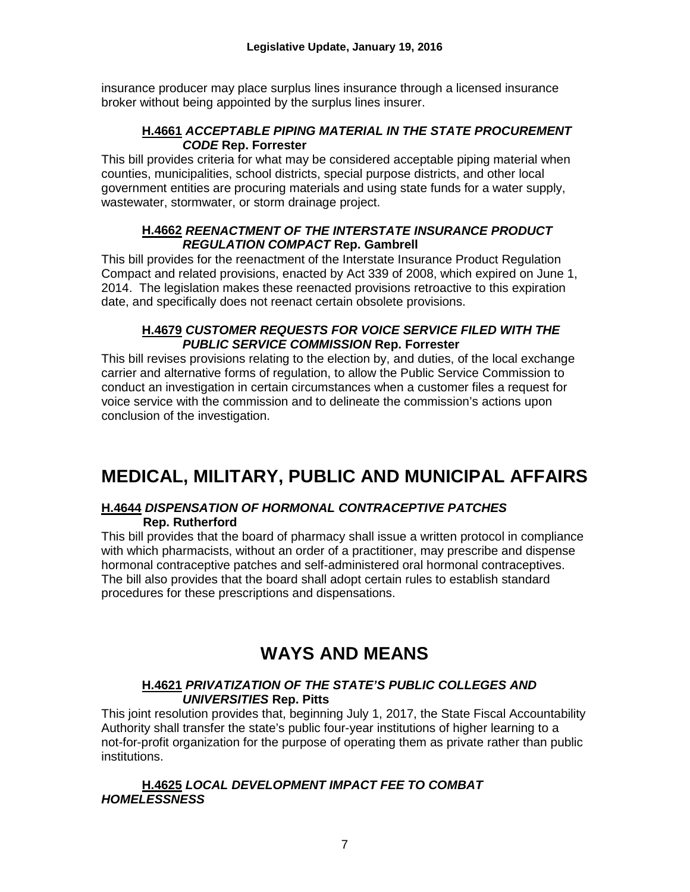insurance producer may place surplus lines insurance through a licensed insurance broker without being appointed by the surplus lines insurer.

**H.4661** ***ACCEPTABLE PIPING MATERIAL IN THE STATE PROCUREMENT CODE*** **Rep. Forrester**

This bill provides criteria for what may be considered acceptable piping material when counties, municipalities, school districts, special purpose districts, and other local government entities are procuring materials and using state funds for a water supply, wastewater, stormwater, or storm drainage project.

**H.4662** ***REENACTMENT OF THE INTERSTATE INSURANCE PRODUCT REGULATION COMPACT*** **Rep. Gambrell**

This bill provides for the reenactment of the Interstate Insurance Product Regulation Compact and related provisions, enacted by Act 339 of 2008, which expired on June 1, 2014. The legislation makes these reenacted provisions retroactive to this expiration date, and specifically does not reenact certain obsolete provisions.

**H.4679** ***CUSTOMER REQUESTS FOR VOICE SERVICE FILED WITH THE PUBLIC SERVICE COMMISSION*** **Rep. Forrester**

This bill revises provisions relating to the election by, and duties, of the local exchange carrier and alternative forms of regulation, to allow the Public Service Commission to conduct an investigation in certain circumstances when a customer files a request for voice service with the commission and to delineate the commission's actions upon conclusion of the investigation.

# MEDICAL, MILITARY, PUBLIC AND MUNICIPAL AFFAIRS

**H.4644** ***DISPENSATION OF HORMONAL CONTRACEPTIVE PATCHES*** **Rep. Rutherford**

This bill provides that the board of pharmacy shall issue a written protocol in compliance with which pharmacists, without an order of a practitioner, may prescribe and dispense hormonal contraceptive patches and self-administered oral hormonal contraceptives. The bill also provides that the board shall adopt certain rules to establish standard procedures for these prescriptions and dispensations.

# WAYS AND MEANS

**H.4621** ***PRIVATIZATION OF THE STATE'S PUBLIC COLLEGES AND UNIVERSITIES*** **Rep. Pitts**

This joint resolution provides that, beginning July 1, 2017, the State Fiscal Accountability Authority shall transfer the state's public four-year institutions of higher learning to a not-for-profit organization for the purpose of operating them as private rather than public institutions.

**H.4625** ***LOCAL DEVELOPMENT IMPACT FEE TO COMBAT HOMELESSNESS***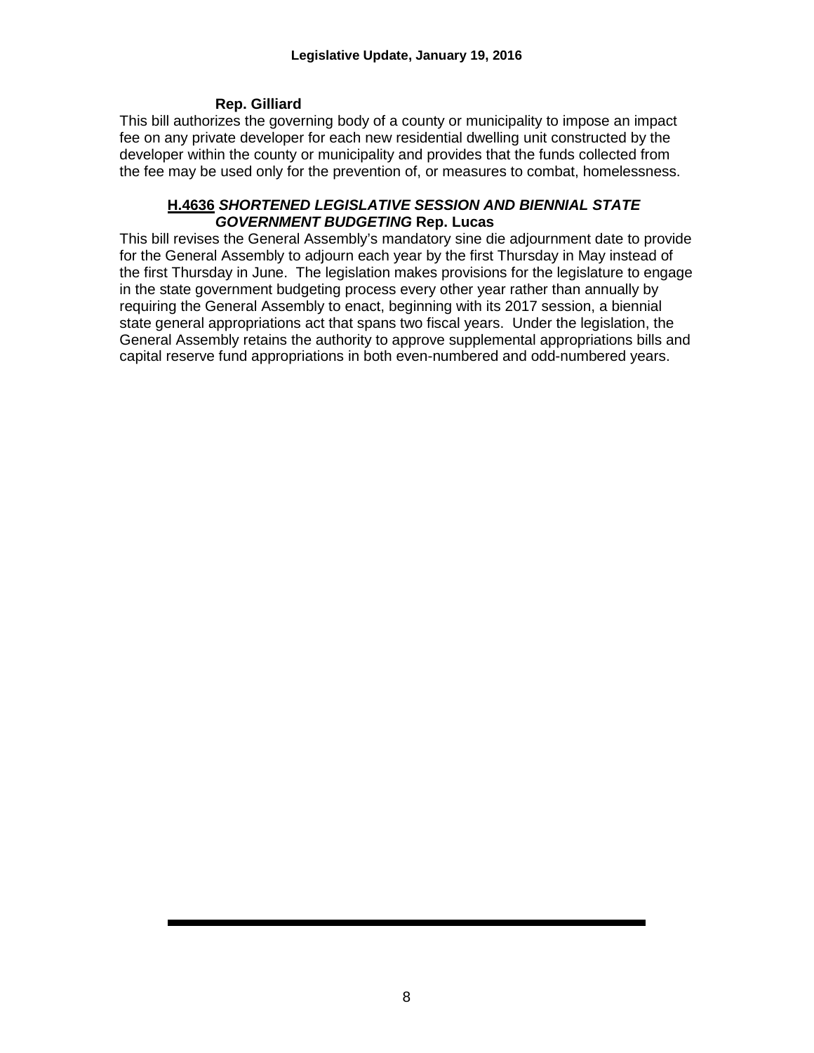**Rep. Gilliard**

This bill authorizes the governing body of a county or municipality to impose an impact fee on any private developer for each new residential dwelling unit constructed by the developer within the county or municipality and provides that the funds collected from the fee may be used only for the prevention of, or measures to combat, homelessness.

**H.4636** ***SHORTENED LEGISLATIVE SESSION AND BIENNIAL STATE GOVERNMENT BUDGETING*** **Rep. Lucas**

This bill revises the General Assembly's mandatory sine die adjournment date to provide for the General Assembly to adjourn each year by the first Thursday in May instead of the first Thursday in June. The legislation makes provisions for the legislature to engage in the state government budgeting process every other year rather than annually by requiring the General Assembly to enact, beginning with its 2017 session, a biennial state general appropriations act that spans two fiscal years. Under the legislation, the General Assembly retains the authority to approve supplemental appropriations bills and capital reserve fund appropriations in both even-numbered and odd-numbered years.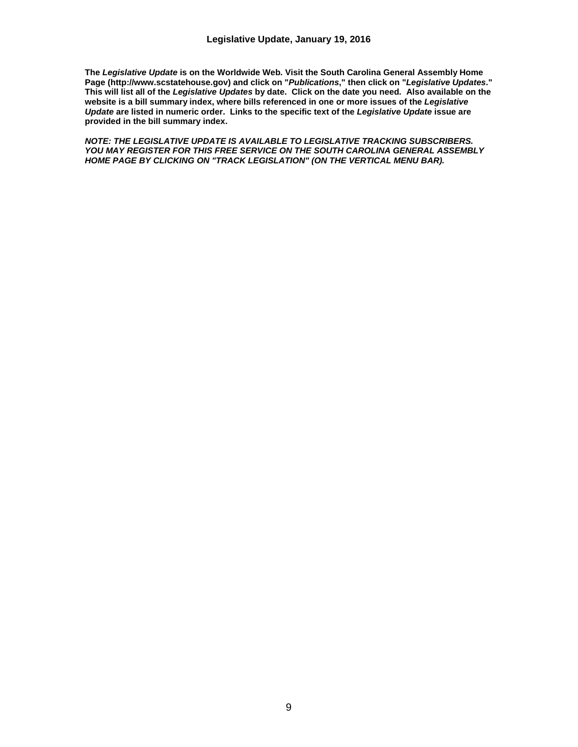**The *Legislative Update* is on the Worldwide Web. Visit the South Carolina General Assembly Home Page (http://www.scstatehouse.gov) and click on "*Publications*," then click on "*Legislative Updates*." This will list all of the *Legislative Updates* by date. Click on the date you need. Also available on the website is a bill summary index, where bills referenced in one or more issues of the *Legislative Update* are listed in numeric order. Links to the specific text of the *Legislative Update* issue are provided in the bill summary index.**

***NOTE: THE LEGISLATIVE UPDATE IS AVAILABLE TO LEGISLATIVE TRACKING SUBSCRIBERS. YOU MAY REGISTER FOR THIS FREE SERVICE ON THE SOUTH CAROLINA GENERAL ASSEMBLY HOME PAGE BY CLICKING ON "TRACK LEGISLATION" (ON THE VERTICAL MENU BAR).***